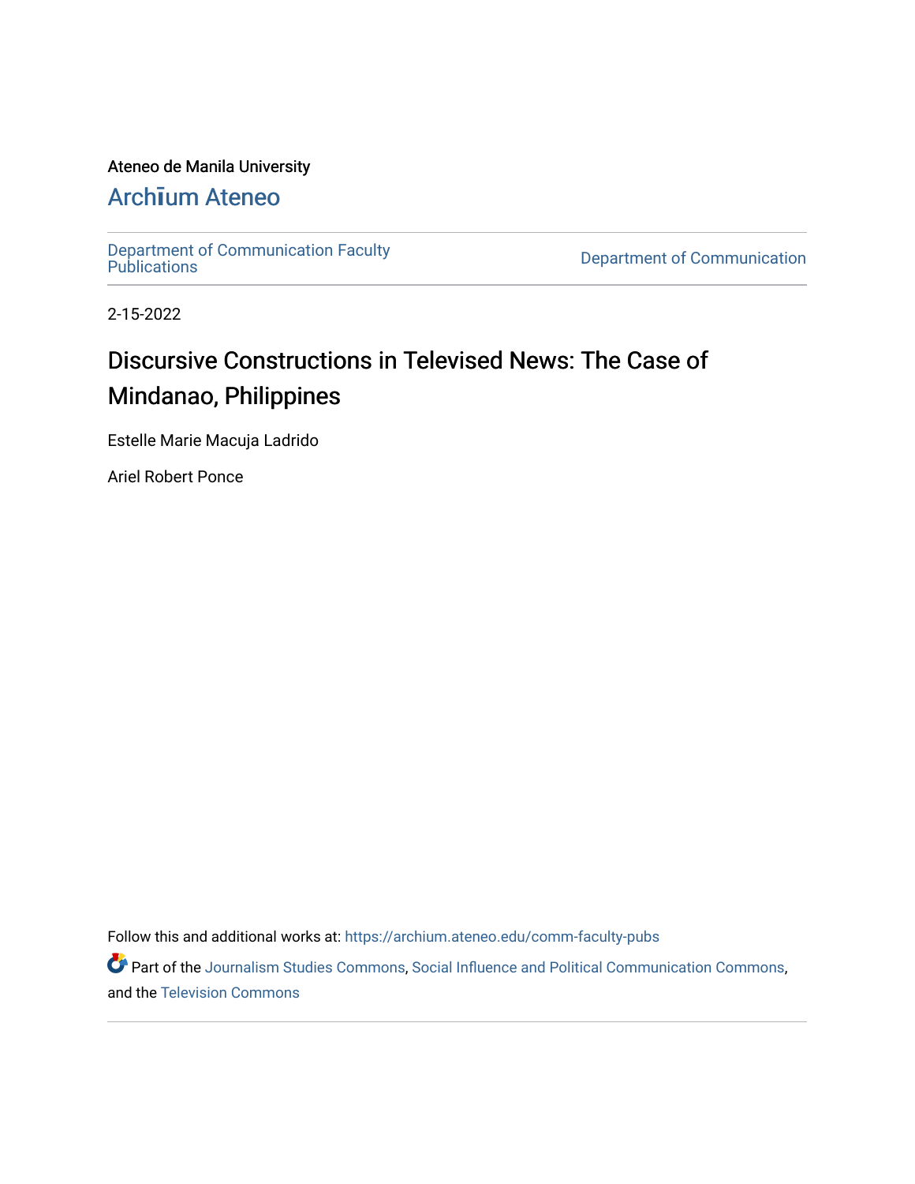Ateneo de Manila University

# Archīum Ateneo

Department of Communication Faculty Publications | Department of Communication

2-15-2022

# Discursive Constructions in Televised News: The Case of Mindanao, Philippines

Estelle Marie Macuja Ladrido

Ariel Robert Ponce

Follow this and additional works at: https://archium.ateneo.edu/comm-faculty-pubs

Part of the Journalism Studies Commons, Social Influence and Political Communication Commons, and the Television Commons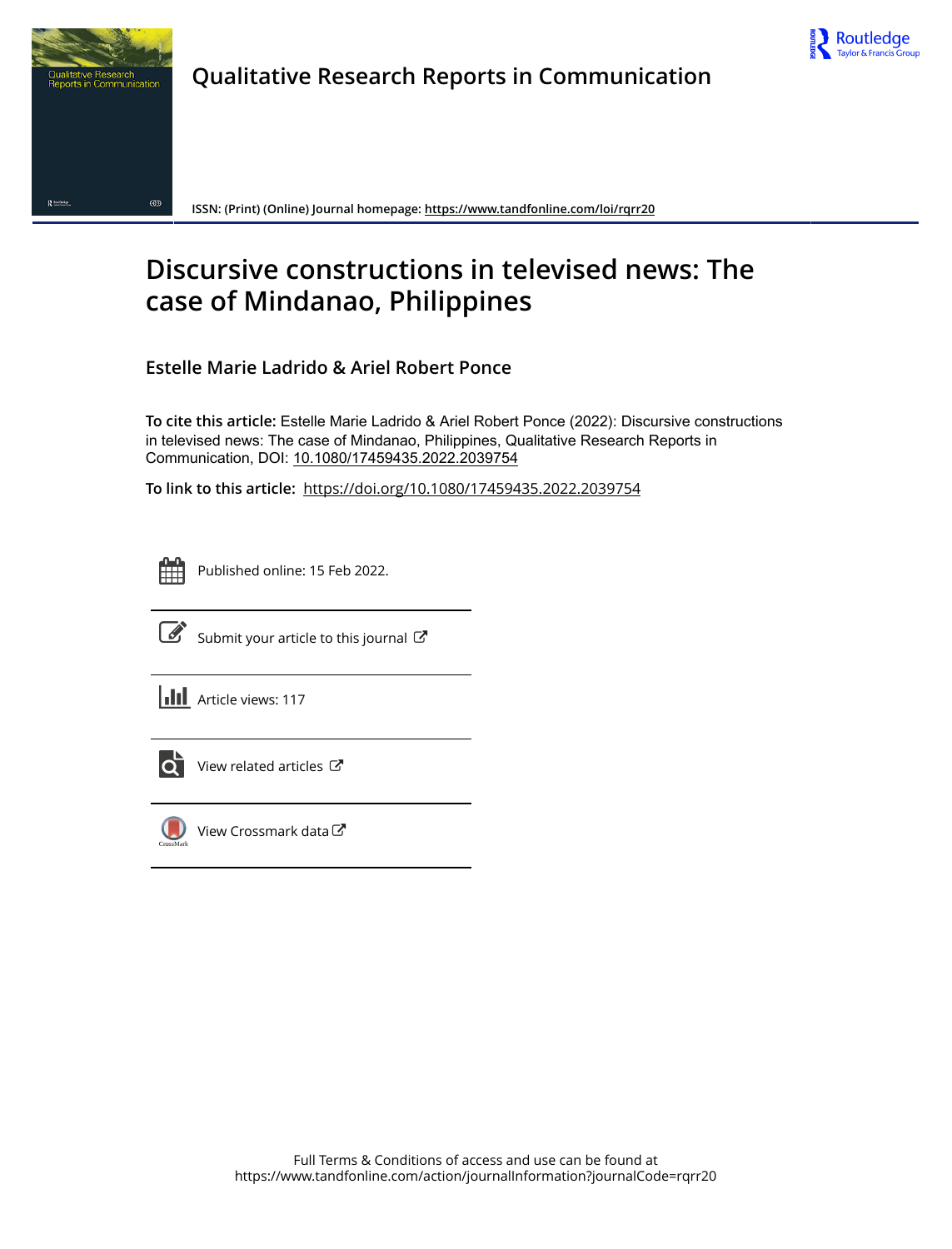# Qualitative Research Reports in Communication

ISSN: (Print) (Online) Journal homepage: https://www.tandfonline.com/loi/rqrr20

# Discursive constructions in televised news: The case of Mindanao, Philippines

**Estelle Marie Ladrido & Ariel Robert Ponce**

**To cite this article:** Estelle Marie Ladrido & Ariel Robert Ponce (2022): Discursive constructions in televised news: The case of Mindanao, Philippines, Qualitative Research Reports in Communication, DOI: 10.1080/17459435.2022.2039754

**To link to this article:** https://doi.org/10.1080/17459435.2022.2039754

Published online: 15 Feb 2022.

Submit your article to this journal

Article views: 117

View related articles

View Crossmark data

Full Terms & Conditions of access and use can be found at
https://www.tandfonline.com/action/journalInformation?journalCode=rqrr20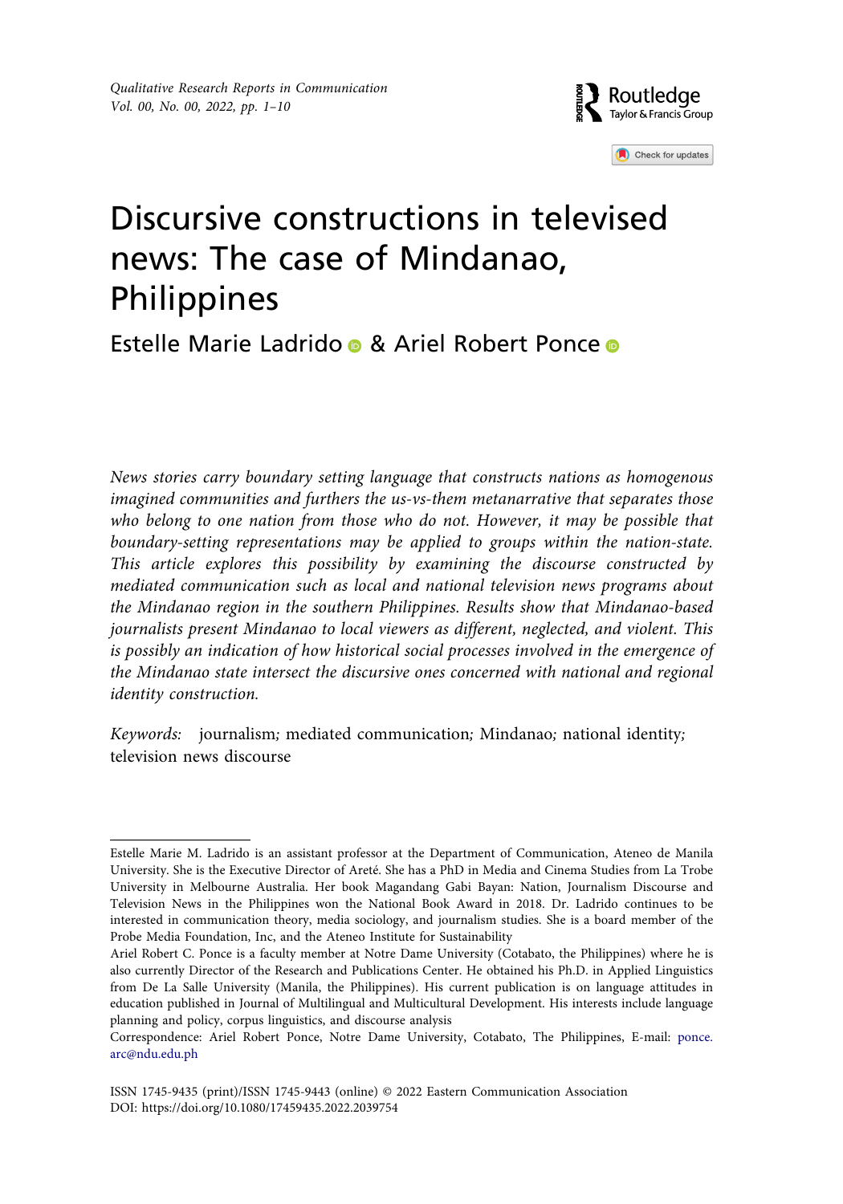# Discursive constructions in televised news: The case of Mindanao, Philippines

Estelle Marie Ladrido & Ariel Robert Ponce

*News stories carry boundary setting language that constructs nations as homogenous imagined communities and furthers the us-vs-them metanarrative that separates those who belong to one nation from those who do not. However, it may be possible that boundary-setting representations may be applied to groups within the nation-state. This article explores this possibility by examining the discourse constructed by mediated communication such as local and national television news programs about the Mindanao region in the southern Philippines. Results show that Mindanao-based journalists present Mindanao to local viewers as different, neglected, and violent. This is possibly an indication of how historical social processes involved in the emergence of the Mindanao state intersect the discursive ones concerned with national and regional identity construction.*

*Keywords:* journalism*;* mediated communication*;* Mindanao*;* national identity*;* television news discourse

---

Estelle Marie M. Ladrido is an assistant professor at the Department of Communication, Ateneo de Manila University. She is the Executive Director of Areté. She has a PhD in Media and Cinema Studies from La Trobe University in Melbourne Australia. Her book Magandang Gabi Bayan: Nation, Journalism Discourse and Television News in the Philippines won the National Book Award in 2018. Dr. Ladrido continues to be interested in communication theory, media sociology, and journalism studies. She is a board member of the Probe Media Foundation, Inc, and the Ateneo Institute for Sustainability

Ariel Robert C. Ponce is a faculty member at Notre Dame University (Cotabato, the Philippines) where he is also currently Director of the Research and Publications Center. He obtained his Ph.D. in Applied Linguistics from De La Salle University (Manila, the Philippines). His current publication is on language attitudes in education published in Journal of Multilingual and Multicultural Development. His interests include language planning and policy, corpus linguistics, and discourse analysis

Correspondence: Ariel Robert Ponce, Notre Dame University, Cotabato, The Philippines, E-mail: ponce.arc@ndu.edu.ph

ISSN 1745-9435 (print)/ISSN 1745-9443 (online) © 2022 Eastern Communication Association
DOI: https://doi.org/10.1080/17459435.2022.2039754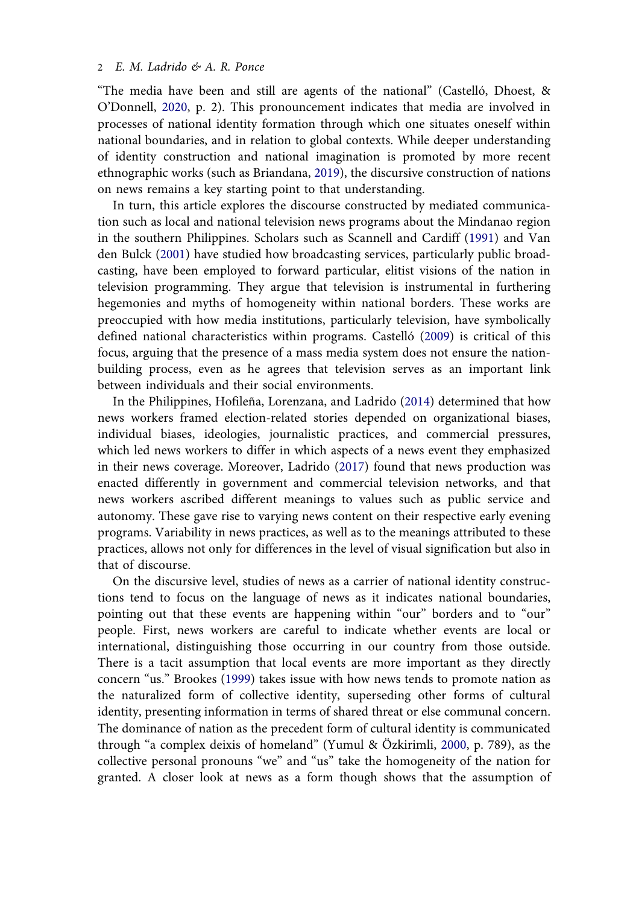"The media have been and still are agents of the national" (Castelló, Dhoest, & O'Donnell, 2020, p. 2). This pronouncement indicates that media are involved in processes of national identity formation through which one situates oneself within national boundaries, and in relation to global contexts. While deeper understanding of identity construction and national imagination is promoted by more recent ethnographic works (such as Briandana, 2019), the discursive construction of nations on news remains a key starting point to that understanding.

In turn, this article explores the discourse constructed by mediated communication such as local and national television news programs about the Mindanao region in the southern Philippines. Scholars such as Scannell and Cardiff (1991) and Van den Bulck (2001) have studied how broadcasting services, particularly public broadcasting, have been employed to forward particular, elitist visions of the nation in television programming. They argue that television is instrumental in furthering hegemonies and myths of homogeneity within national borders. These works are preoccupied with how media institutions, particularly television, have symbolically defined national characteristics within programs. Castelló (2009) is critical of this focus, arguing that the presence of a mass media system does not ensure the nation-building process, even as he agrees that television serves as an important link between individuals and their social environments.

In the Philippines, Hofileña, Lorenzana, and Ladrido (2014) determined that how news workers framed election-related stories depended on organizational biases, individual biases, ideologies, journalistic practices, and commercial pressures, which led news workers to differ in which aspects of a news event they emphasized in their news coverage. Moreover, Ladrido (2017) found that news production was enacted differently in government and commercial television networks, and that news workers ascribed different meanings to values such as public service and autonomy. These gave rise to varying news content on their respective early evening programs. Variability in news practices, as well as to the meanings attributed to these practices, allows not only for differences in the level of visual signification but also in that of discourse.

On the discursive level, studies of news as a carrier of national identity constructions tend to focus on the language of news as it indicates national boundaries, pointing out that these events are happening within "our" borders and to "our" people. First, news workers are careful to indicate whether events are local or international, distinguishing those occurring in our country from those outside. There is a tacit assumption that local events are more important as they directly concern "us." Brookes (1999) takes issue with how news tends to promote nation as the naturalized form of collective identity, superseding other forms of cultural identity, presenting information in terms of shared threat or else communal concern. The dominance of nation as the precedent form of cultural identity is communicated through "a complex deixis of homeland" (Yumul & Özkirimli, 2000, p. 789), as the collective personal pronouns "we" and "us" take the homogeneity of the nation for granted. A closer look at news as a form though shows that the assumption of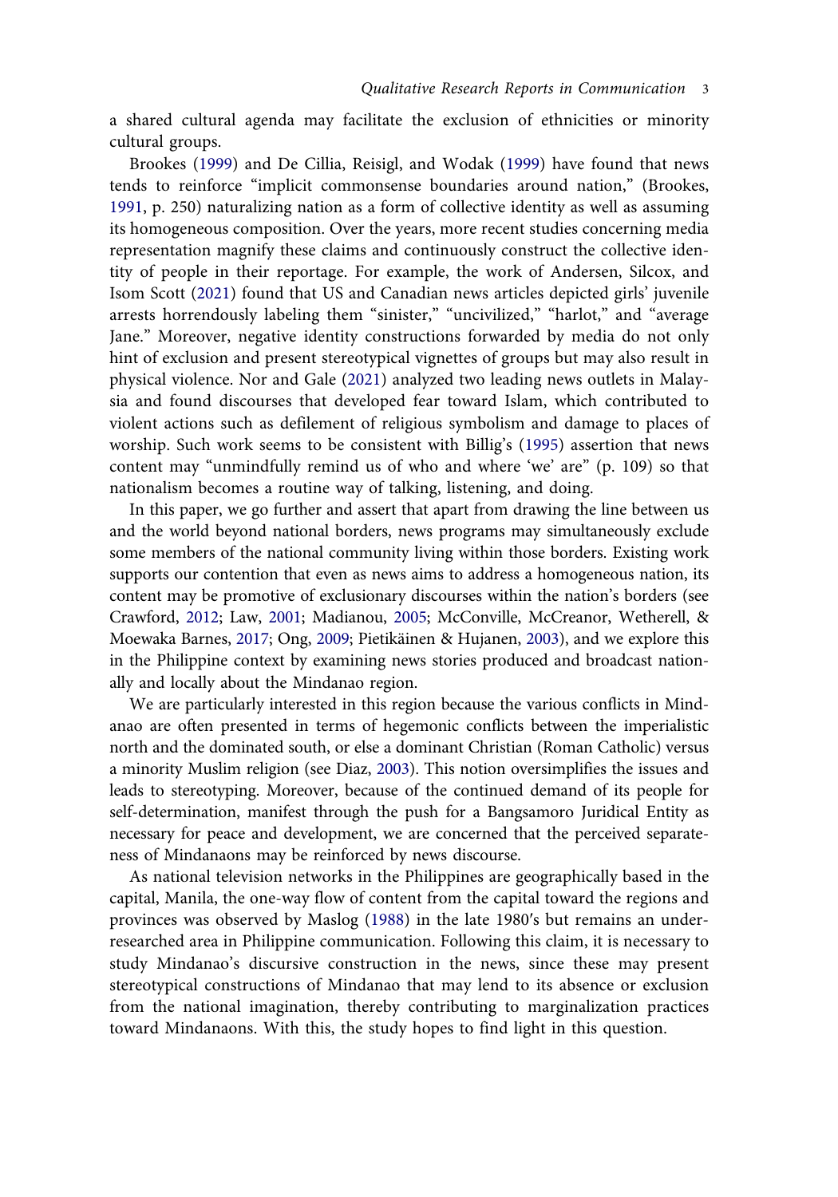a shared cultural agenda may facilitate the exclusion of ethnicities or minority cultural groups.

Brookes (1999) and De Cillia, Reisigl, and Wodak (1999) have found that news tends to reinforce "implicit commonsense boundaries around nation," (Brookes, 1991, p. 250) naturalizing nation as a form of collective identity as well as assuming its homogeneous composition. Over the years, more recent studies concerning media representation magnify these claims and continuously construct the collective identity of people in their reportage. For example, the work of Andersen, Silcox, and Isom Scott (2021) found that US and Canadian news articles depicted girls' juvenile arrests horrendously labeling them "sinister," "uncivilized," "harlot," and "average Jane." Moreover, negative identity constructions forwarded by media do not only hint of exclusion and present stereotypical vignettes of groups but may also result in physical violence. Nor and Gale (2021) analyzed two leading news outlets in Malaysia and found discourses that developed fear toward Islam, which contributed to violent actions such as defilement of religious symbolism and damage to places of worship. Such work seems to be consistent with Billig's (1995) assertion that news content may "unmindfully remind us of who and where 'we' are" (p. 109) so that nationalism becomes a routine way of talking, listening, and doing.

In this paper, we go further and assert that apart from drawing the line between us and the world beyond national borders, news programs may simultaneously exclude some members of the national community living within those borders. Existing work supports our contention that even as news aims to address a homogeneous nation, its content may be promotive of exclusionary discourses within the nation's borders (see Crawford, 2012; Law, 2001; Madianou, 2005; McConville, McCreanor, Wetherell, & Moewaka Barnes, 2017; Ong, 2009; Pietikäinen & Hujanen, 2003), and we explore this in the Philippine context by examining news stories produced and broadcast nationally and locally about the Mindanao region.

We are particularly interested in this region because the various conflicts in Mindanao are often presented in terms of hegemonic conflicts between the imperialistic north and the dominated south, or else a dominant Christian (Roman Catholic) versus a minority Muslim religion (see Diaz, 2003). This notion oversimplifies the issues and leads to stereotyping. Moreover, because of the continued demand of its people for self-determination, manifest through the push for a Bangsamoro Juridical Entity as necessary for peace and development, we are concerned that the perceived separateness of Mindanaons may be reinforced by news discourse.

As national television networks in the Philippines are geographically based in the capital, Manila, the one-way flow of content from the capital toward the regions and provinces was observed by Maslog (1988) in the late 1980′s but remains an under-researched area in Philippine communication. Following this claim, it is necessary to study Mindanao's discursive construction in the news, since these may present stereotypical constructions of Mindanao that may lend to its absence or exclusion from the national imagination, thereby contributing to marginalization practices toward Mindanaons. With this, the study hopes to find light in this question.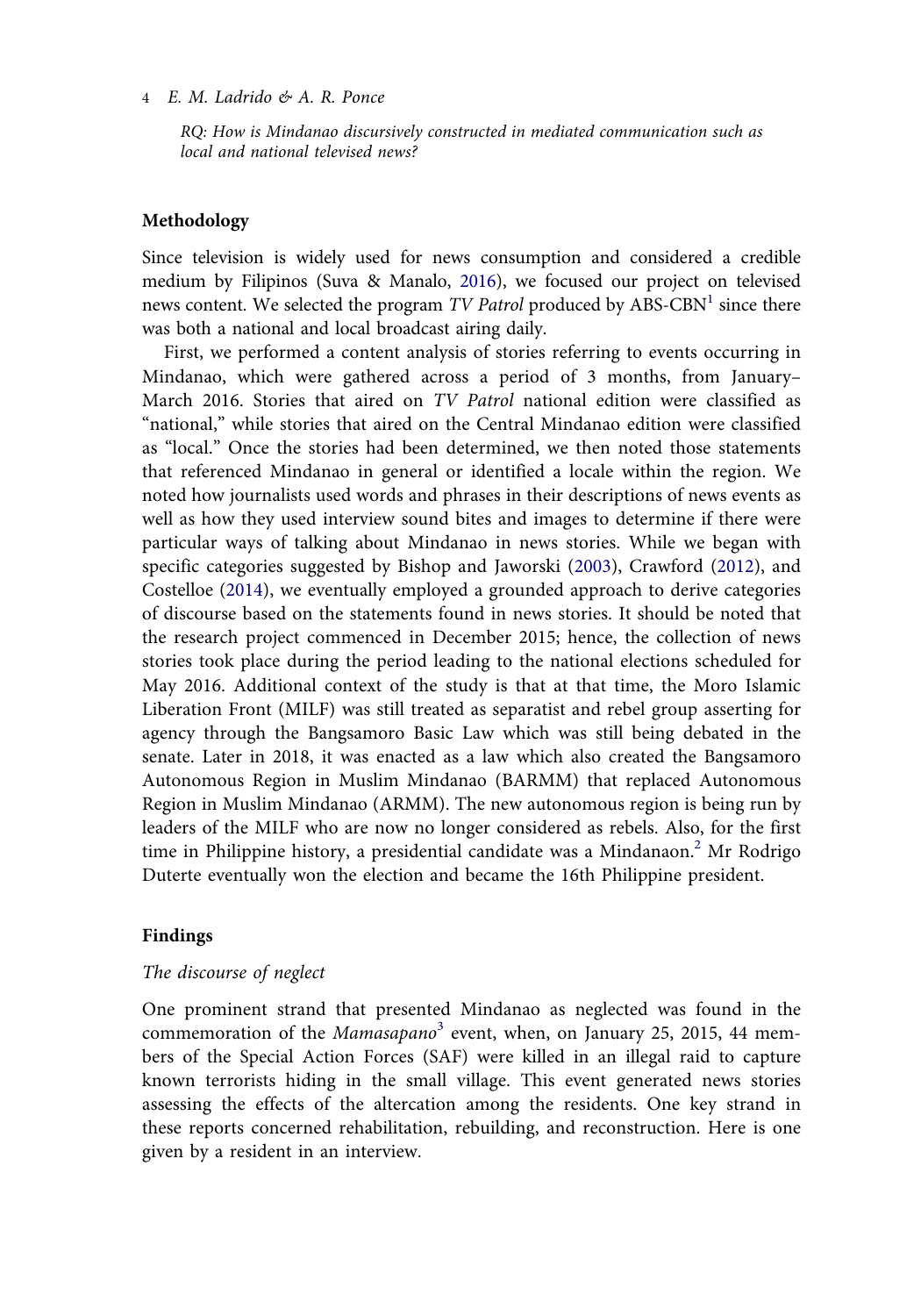*RQ: How is Mindanao discursively constructed in mediated communication such as local and national televised news?*

## Methodology

Since television is widely used for news consumption and considered a credible medium by Filipinos (Suva & Manalo, 2016), we focused our project on televised news content. We selected the program *TV Patrol* produced by ABS-CBN[1] since there was both a national and local broadcast airing daily.

First, we performed a content analysis of stories referring to events occurring in Mindanao, which were gathered across a period of 3 months, from January–March 2016. Stories that aired on *TV Patrol* national edition were classified as "national," while stories that aired on the Central Mindanao edition were classified as "local." Once the stories had been determined, we then noted those statements that referenced Mindanao in general or identified a locale within the region. We noted how journalists used words and phrases in their descriptions of news events as well as how they used interview sound bites and images to determine if there were particular ways of talking about Mindanao in news stories. While we began with specific categories suggested by Bishop and Jaworski (2003), Crawford (2012), and Costelloe (2014), we eventually employed a grounded approach to derive categories of discourse based on the statements found in news stories. It should be noted that the research project commenced in December 2015; hence, the collection of news stories took place during the period leading to the national elections scheduled for May 2016. Additional context of the study is that at that time, the Moro Islamic Liberation Front (MILF) was still treated as separatist and rebel group asserting for agency through the Bangsamoro Basic Law which was still being debated in the senate. Later in 2018, it was enacted as a law which also created the Bangsamoro Autonomous Region in Muslim Mindanao (BARMM) that replaced Autonomous Region in Muslim Mindanao (ARMM). The new autonomous region is being run by leaders of the MILF who are now no longer considered as rebels. Also, for the first time in Philippine history, a presidential candidate was a Mindanaon.[2] Mr Rodrigo Duterte eventually won the election and became the 16th Philippine president.

## Findings

### *The discourse of neglect*

One prominent strand that presented Mindanao as neglected was found in the commemoration of the *Mamasapano*[3] event, when, on January 25, 2015, 44 members of the Special Action Forces (SAF) were killed in an illegal raid to capture known terrorists hiding in the small village. This event generated news stories assessing the effects of the altercation among the residents. One key strand in these reports concerned rehabilitation, rebuilding, and reconstruction. Here is one given by a resident in an interview.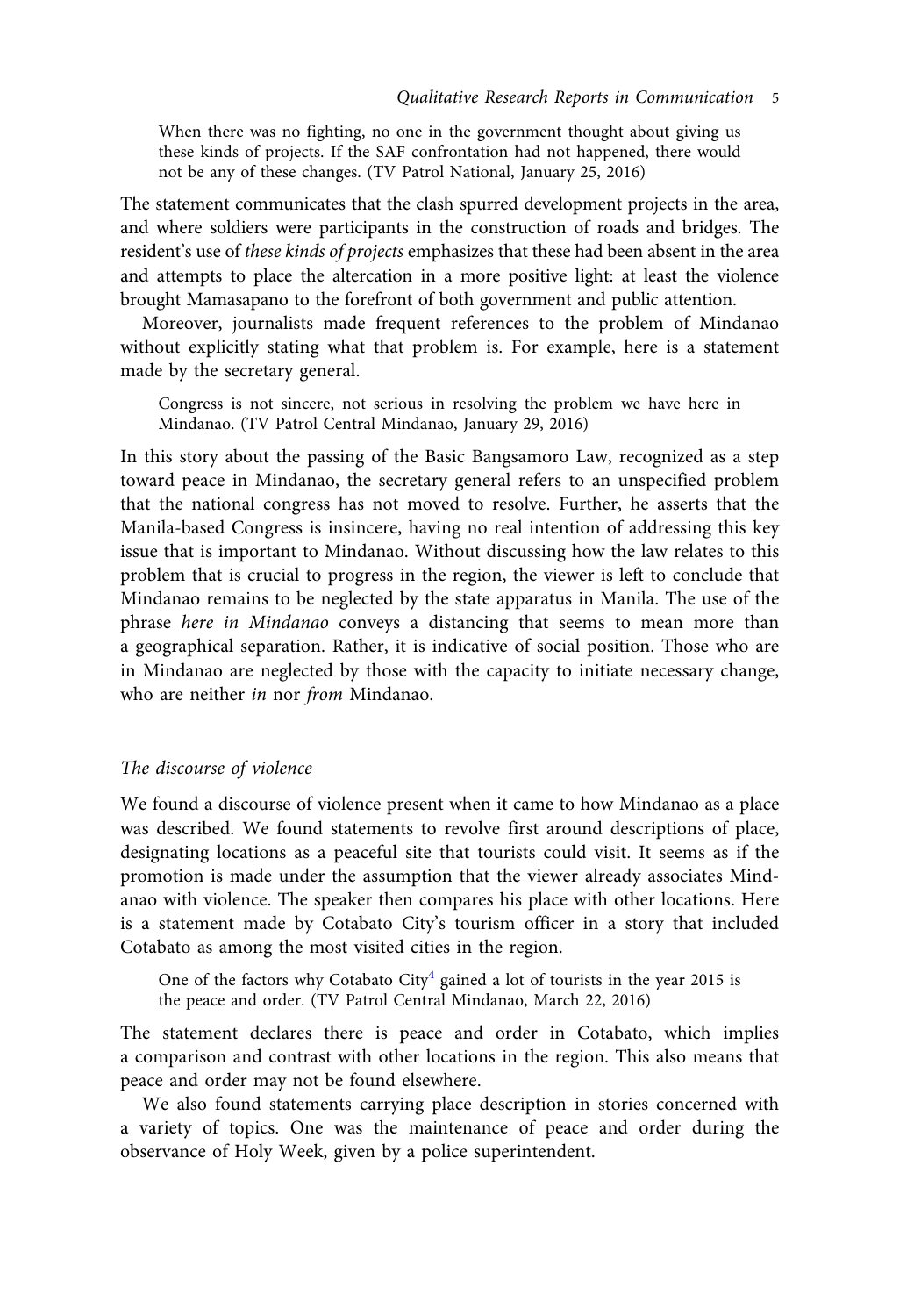> When there was no fighting, no one in the government thought about giving us these kinds of projects. If the SAF confrontation had not happened, there would not be any of these changes. (TV Patrol National, January 25, 2016)

The statement communicates that the clash spurred development projects in the area, and where soldiers were participants in the construction of roads and bridges. The resident's use of *these kinds of projects* emphasizes that these had been absent in the area and attempts to place the altercation in a more positive light: at least the violence brought Mamasapano to the forefront of both government and public attention.

Moreover, journalists made frequent references to the problem of Mindanao without explicitly stating what that problem is. For example, here is a statement made by the secretary general.

> Congress is not sincere, not serious in resolving the problem we have here in Mindanao. (TV Patrol Central Mindanao, January 29, 2016)

In this story about the passing of the Basic Bangsamoro Law, recognized as a step toward peace in Mindanao, the secretary general refers to an unspecified problem that the national congress has not moved to resolve. Further, he asserts that the Manila-based Congress is insincere, having no real intention of addressing this key issue that is important to Mindanao. Without discussing how the law relates to this problem that is crucial to progress in the region, the viewer is left to conclude that Mindanao remains to be neglected by the state apparatus in Manila. The use of the phrase *here in Mindanao* conveys a distancing that seems to mean more than a geographical separation. Rather, it is indicative of social position. Those who are in Mindanao are neglected by those with the capacity to initiate necessary change, who are neither *in* nor *from* Mindanao.

### *The discourse of violence*

We found a discourse of violence present when it came to how Mindanao as a place was described. We found statements to revolve first around descriptions of place, designating locations as a peaceful site that tourists could visit. It seems as if the promotion is made under the assumption that the viewer already associates Mindanao with violence. The speaker then compares his place with other locations. Here is a statement made by Cotabato City's tourism officer in a story that included Cotabato as among the most visited cities in the region.

> One of the factors why Cotabato City[4] gained a lot of tourists in the year 2015 is the peace and order. (TV Patrol Central Mindanao, March 22, 2016)

The statement declares there is peace and order in Cotabato, which implies a comparison and contrast with other locations in the region. This also means that peace and order may not be found elsewhere.

We also found statements carrying place description in stories concerned with a variety of topics. One was the maintenance of peace and order during the observance of Holy Week, given by a police superintendent.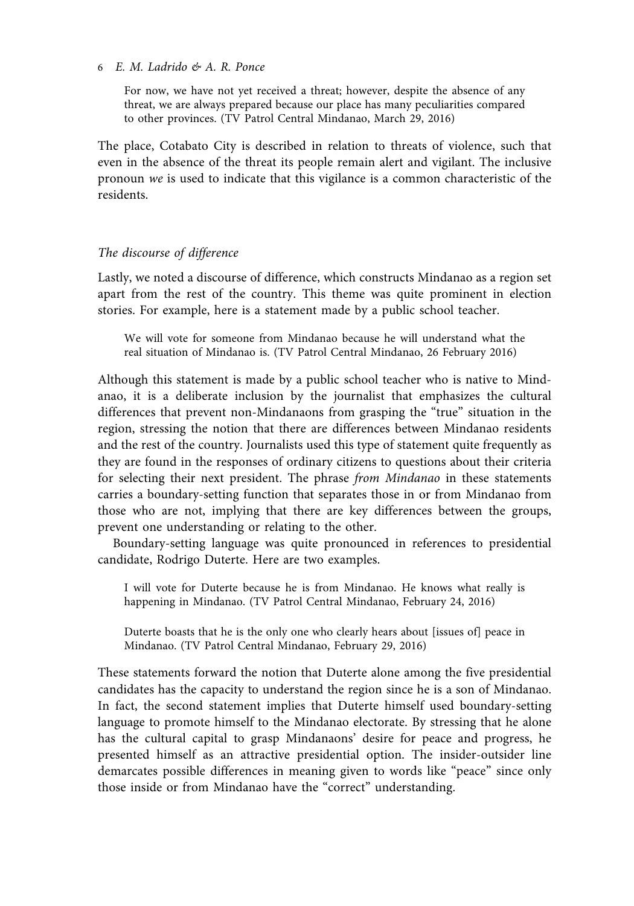For now, we have not yet received a threat; however, despite the absence of any threat, we are always prepared because our place has many peculiarities compared to other provinces. (TV Patrol Central Mindanao, March 29, 2016)

The place, Cotabato City is described in relation to threats of violence, such that even in the absence of the threat its people remain alert and vigilant. The inclusive pronoun *we* is used to indicate that this vigilance is a common characteristic of the residents.

### *The discourse of difference*

Lastly, we noted a discourse of difference, which constructs Mindanao as a region set apart from the rest of the country. This theme was quite prominent in election stories. For example, here is a statement made by a public school teacher.

> We will vote for someone from Mindanao because he will understand what the real situation of Mindanao is. (TV Patrol Central Mindanao, 26 February 2016)

Although this statement is made by a public school teacher who is native to Mindanao, it is a deliberate inclusion by the journalist that emphasizes the cultural differences that prevent non-Mindanaons from grasping the "true" situation in the region, stressing the notion that there are differences between Mindanao residents and the rest of the country. Journalists used this type of statement quite frequently as they are found in the responses of ordinary citizens to questions about their criteria for selecting their next president. The phrase *from Mindanao* in these statements carries a boundary-setting function that separates those in or from Mindanao from those who are not, implying that there are key differences between the groups, prevent one understanding or relating to the other.

Boundary-setting language was quite pronounced in references to presidential candidate, Rodrigo Duterte. Here are two examples.

> I will vote for Duterte because he is from Mindanao. He knows what really is happening in Mindanao. (TV Patrol Central Mindanao, February 24, 2016)

> Duterte boasts that he is the only one who clearly hears about [issues of] peace in Mindanao. (TV Patrol Central Mindanao, February 29, 2016)

These statements forward the notion that Duterte alone among the five presidential candidates has the capacity to understand the region since he is a son of Mindanao. In fact, the second statement implies that Duterte himself used boundary-setting language to promote himself to the Mindanao electorate. By stressing that he alone has the cultural capital to grasp Mindanaons' desire for peace and progress, he presented himself as an attractive presidential option. The insider-outsider line demarcates possible differences in meaning given to words like "peace" since only those inside or from Mindanao have the "correct" understanding.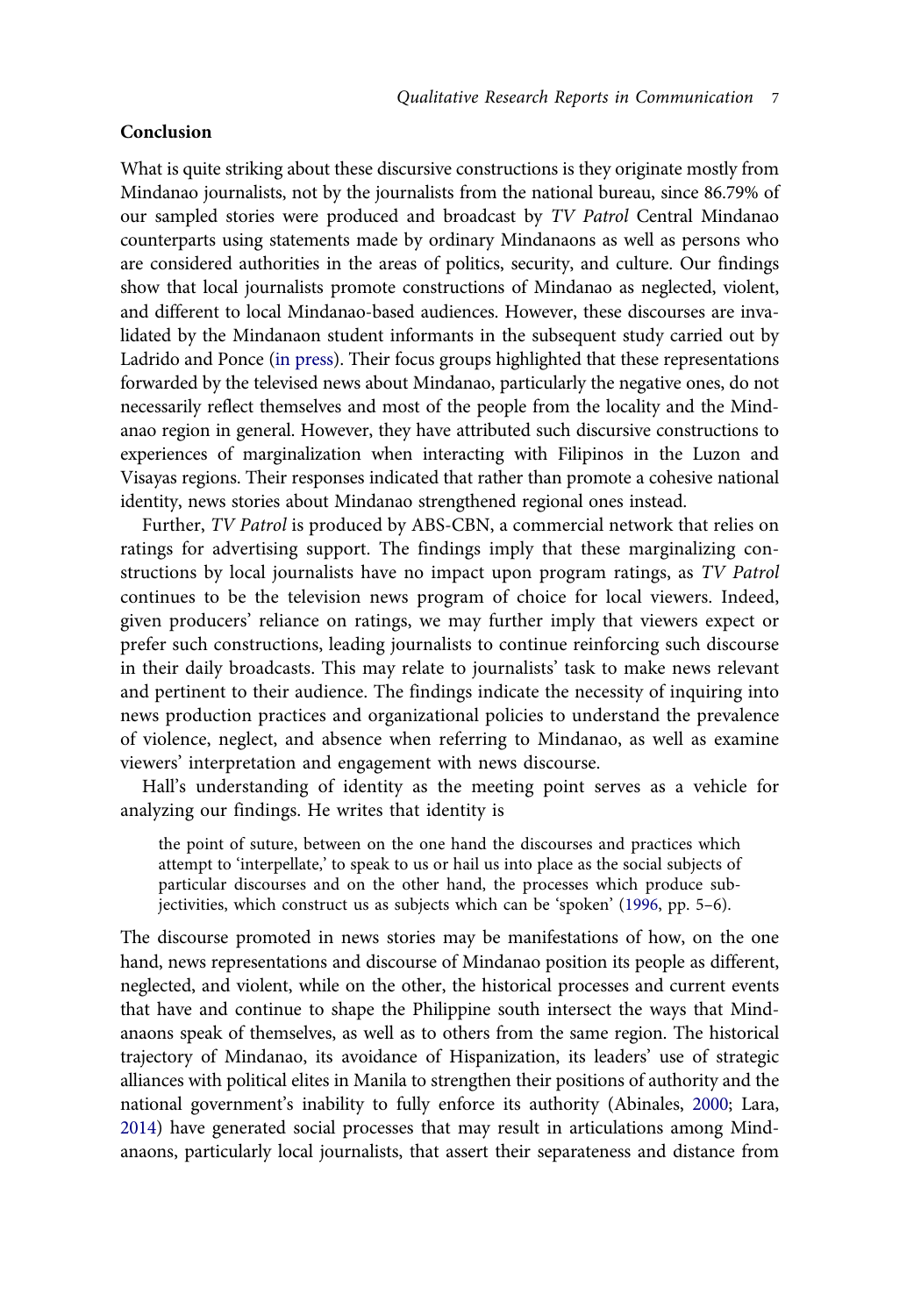## Conclusion

What is quite striking about these discursive constructions is they originate mostly from Mindanao journalists, not by the journalists from the national bureau, since 86.79% of our sampled stories were produced and broadcast by *TV Patrol* Central Mindanao counterparts using statements made by ordinary Mindanaons as well as persons who are considered authorities in the areas of politics, security, and culture. Our findings show that local journalists promote constructions of Mindanao as neglected, violent, and different to local Mindanao-based audiences. However, these discourses are invalidated by the Mindanaon student informants in the subsequent study carried out by Ladrido and Ponce (in press). Their focus groups highlighted that these representations forwarded by the televised news about Mindanao, particularly the negative ones, do not necessarily reflect themselves and most of the people from the locality and the Mindanao region in general. However, they have attributed such discursive constructions to experiences of marginalization when interacting with Filipinos in the Luzon and Visayas regions. Their responses indicated that rather than promote a cohesive national identity, news stories about Mindanao strengthened regional ones instead.

Further, *TV Patrol* is produced by ABS-CBN, a commercial network that relies on ratings for advertising support. The findings imply that these marginalizing constructions by local journalists have no impact upon program ratings, as *TV Patrol* continues to be the television news program of choice for local viewers. Indeed, given producers' reliance on ratings, we may further imply that viewers expect or prefer such constructions, leading journalists to continue reinforcing such discourse in their daily broadcasts. This may relate to journalists' task to make news relevant and pertinent to their audience. The findings indicate the necessity of inquiring into news production practices and organizational policies to understand the prevalence of violence, neglect, and absence when referring to Mindanao, as well examine viewers' interpretation and engagement with news discourse.

Hall's understanding of identity as the meeting point serves as a vehicle for analyzing our findings. He writes that identity is

> the point of suture, between on the one hand the discourses and practices which attempt to 'interpellate,' to speak to us or hail us into place as the social subjects of particular discourses and on the other hand, the processes which produce subjectivities, which construct us as subjects which can be 'spoken' (1996, pp. 5–6).

The discourse promoted in news stories may be manifestations of how, on the one hand, news representations and discourse of Mindanao position its people as different, neglected, and violent, while on the other, the historical processes and current events that have and continue to shape the Philippine south intersect the ways that Mindanaons speak of themselves, as well as to others from the same region. The historical trajectory of Mindanao, its avoidance of Hispanization, its leaders' use of strategic alliances with political elites in Manila to strengthen their positions of authority and the national government's inability to fully enforce its authority (Abinales, 2000; Lara, 2014) have generated social processes that may result in articulations among Mindanaons, particularly local journalists, that assert their separateness and distance from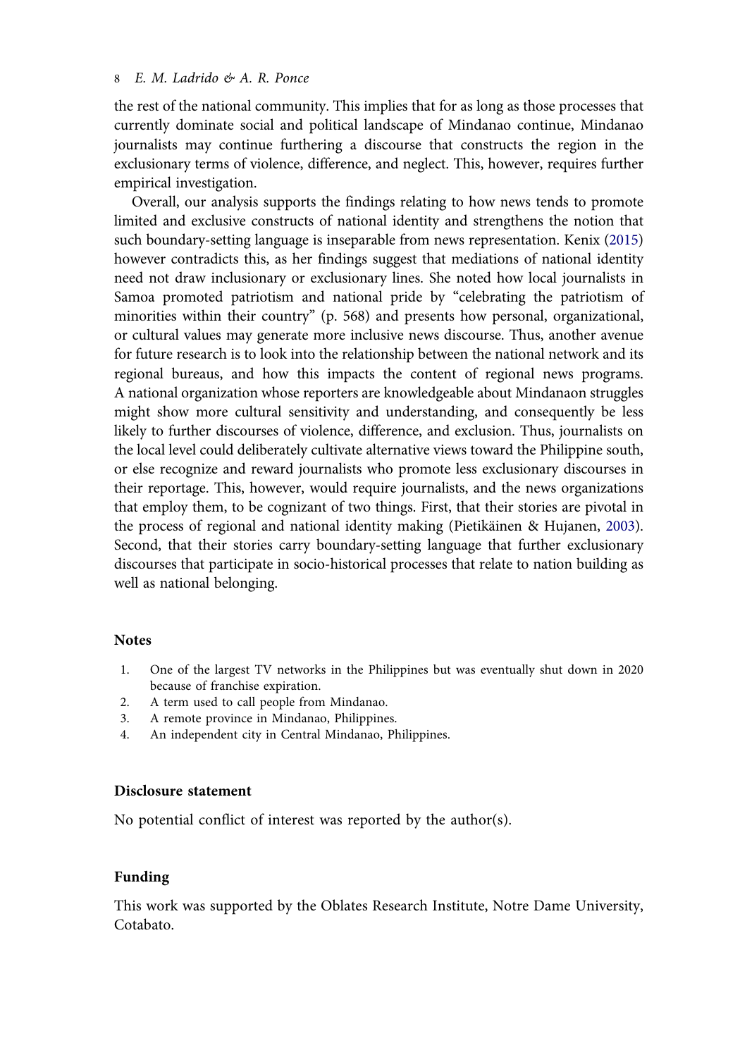the rest of the national community. This implies that for as long as those processes that currently dominate social and political landscape of Mindanao continue, Mindanao journalists may continue furthering a discourse that constructs the region in the exclusionary terms of violence, difference, and neglect. This, however, requires further empirical investigation.

Overall, our analysis supports the findings relating to how news tends to promote limited and exclusive constructs of national identity and strengthens the notion that such boundary-setting language is inseparable from news representation. Kenix (2015) however contradicts this, as her findings suggest that mediations of national identity need not draw inclusionary or exclusionary lines. She noted how local journalists in Samoa promoted patriotism and national pride by "celebrating the patriotism of minorities within their country" (p. 568) and presents how personal, organizational, or cultural values may generate more inclusive news discourse. Thus, another avenue for future research is to look into the relationship between the national network and its regional bureaus, and how this impacts the content of regional news programs. A national organization whose reporters are knowledgeable about Mindanaon struggles might show more cultural sensitivity and understanding, and consequently be less likely to further discourses of violence, difference, and exclusion. Thus, journalists on the local level could deliberately cultivate alternative views toward the Philippine south, or else recognize and reward journalists who promote less exclusionary discourses in their reportage. This, however, would require journalists, and the news organizations that employ them, to be cognizant of two things. First, that their stories are pivotal in the process of regional and national identity making (Pietikäinen & Hujanen, 2003). Second, that their stories carry boundary-setting language that further exclusionary discourses that participate in socio-historical processes that relate to nation building as well as national belonging.

## Notes

1. One of the largest TV networks in the Philippines but was eventually shut down in 2020 because of franchise expiration.
2. A term used to call people from Mindanao.
3. A remote province in Mindanao, Philippines.
4. An independent city in Central Mindanao, Philippines.

## Disclosure statement

No potential conflict of interest was reported by the author(s).

## Funding

This work was supported by the Oblates Research Institute, Notre Dame University, Cotabato.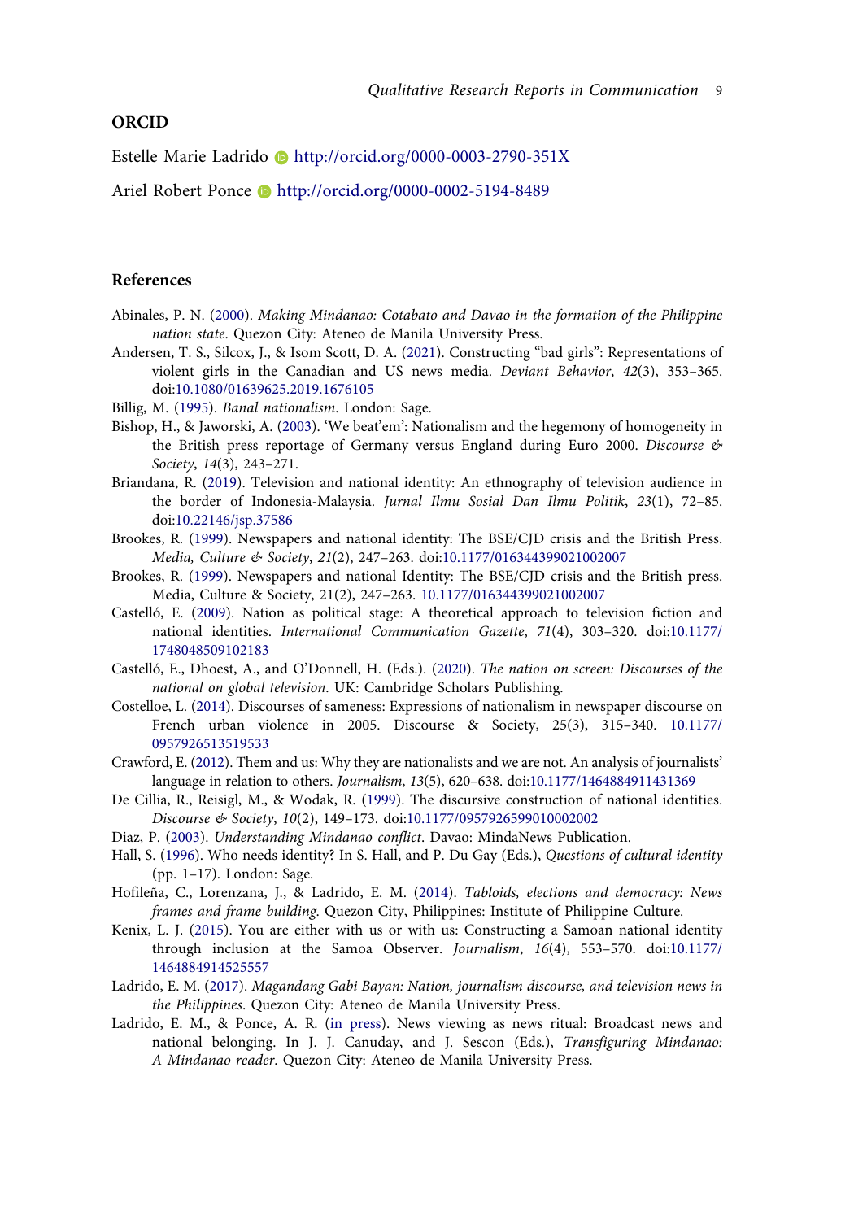## ORCID

Estelle Marie Ladrido http://orcid.org/0000-0003-2790-351X

Ariel Robert Ponce http://orcid.org/0000-0002-5194-8489

## References

Abinales, P. N. (2000). *Making Mindanao: Cotabato and Davao in the formation of the Philippine nation state*. Quezon City: Ateneo de Manila University Press.

Andersen, T. S., Silcox, J., & Isom Scott, D. A. (2021). Constructing "bad girls": Representations of violent girls in the Canadian and US news media. *Deviant Behavior*, *42*(3), 353–365. doi:10.1080/01639625.2019.1676105

Billig, M. (1995). *Banal nationalism*. London: Sage.

Bishop, H., & Jaworski, A. (2003). 'We beat'em': Nationalism and the hegemony of homogeneity in the British press reportage of Germany versus England during Euro 2000. *Discourse & Society*, *14*(3), 243–271.

Briandana, R. (2019). Television and national identity: An ethnography of television audience in the border of Indonesia-Malaysia. *Jurnal Ilmu Sosial Dan Ilmu Politik*, *23*(1), 72–85. doi:10.22146/jsp.37586

Brookes, R. (1999). Newspapers and national identity: The BSE/CJD crisis and the British Press. *Media, Culture & Society*, *21*(2), 247–263. doi:10.1177/016344399021002007

Brookes, R. (1999). Newspapers and national Identity: The BSE/CJD crisis and the British press. Media, Culture & Society, 21(2), 247–263. 10.1177/016344399021002007

Castelló, E. (2009). Nation as political stage: A theoretical approach to television fiction and national identities. *International Communication Gazette*, *71*(4), 303–320. doi:10.1177/1748048509102183

Castelló, E., Dhoest, A., and O'Donnell, H. (Eds.). (2020). *The nation on screen: Discourses of the national on global television*. UK: Cambridge Scholars Publishing.

Costelloe, L. (2014). Discourses of sameness: Expressions of nationalism in newspaper discourse on French urban violence in 2005. Discourse & Society, 25(3), 315–340. 10.1177/0957926513519533

Crawford, E. (2012). Them and us: Why they are nationalists and we are not. An analysis of journalists' language in relation to others. *Journalism*, *13*(5), 620–638. doi:10.1177/1464884911431369

De Cillia, R., Reisigl, M., & Wodak, R. (1999). The discursive construction of national identities. *Discourse & Society*, *10*(2), 149–173. doi:10.1177/0957926599010002002

Diaz, P. (2003). *Understanding Mindanao conflict*. Davao: MindaNews Publication.

Hall, S. (1996). Who needs identity? In S. Hall, and P. Du Gay (Eds.), *Questions of cultural identity* (pp. 1–17). London: Sage.

Hofileña, C., Lorenzana, J., & Ladrido, E. M. (2014). *Tabloids, elections and democracy: News frames and frame building*. Quezon City, Philippines: Institute of Philippine Culture.

Kenix, L. J. (2015). You are either with us or with us: Constructing a Samoan national identity through inclusion at the Samoa Observer. *Journalism*, *16*(4), 553–570. doi:10.1177/1464884914525557

Ladrido, E. M. (2017). *Magandang Gabi Bayan: Nation, journalism discourse, and television news in the Philippines*. Quezon City: Ateneo de Manila University Press.

Ladrido, E. M., & Ponce, A. R. (in press). News viewing as news ritual: Broadcast news and national belonging. In J. J. Canuday, and J. Sescon (Eds.), *Transfiguring Mindanao: A Mindanao reader*. Quezon City: Ateneo de Manila University Press.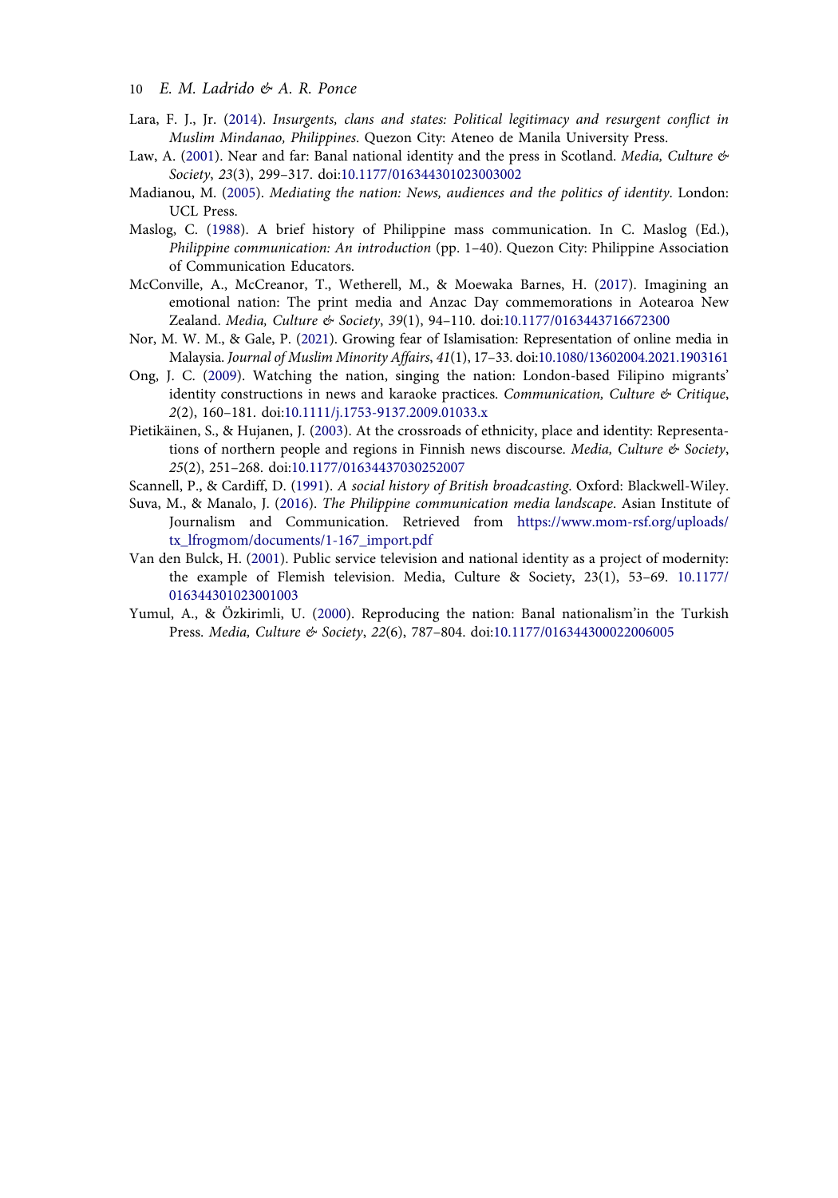Lara, F. J., Jr. (2014). *Insurgents, clans and states: Political legitimacy and resurgent conflict in Muslim Mindanao, Philippines*. Quezon City: Ateneo de Manila University Press.

Law, A. (2001). Near and far: Banal national identity and the press in Scotland. *Media, Culture & Society*, *23*(3), 299–317. doi:10.1177/016344301023003002

Madianou, M. (2005). *Mediating the nation: News, audiences and the politics of identity*. London: UCL Press.

Maslog, C. (1988). A brief history of Philippine mass communication. In C. Maslog (Ed.), *Philippine communication: An introduction* (pp. 1–40). Quezon City: Philippine Association of Communication Educators.

McConville, A., McCreanor, T., Wetherell, M., & Moewaka Barnes, H. (2017). Imagining an emotional nation: The print media and Anzac Day commemorations in Aotearoa New Zealand. *Media, Culture & Society*, *39*(1), 94–110. doi:10.1177/0163443716672300

Nor, M. W. M., & Gale, P. (2021). Growing fear of Islamisation: Representation of online media in Malaysia. *Journal of Muslim Minority Affairs*, *41*(1), 17–33. doi:10.1080/13602004.2021.1903161

Ong, J. C. (2009). Watching the nation, singing the nation: London-based Filipino migrants' identity constructions in news and karaoke practices. *Communication, Culture & Critique*, *2*(2), 160–181. doi:10.1111/j.1753-9137.2009.01033.x

Pietikäinen, S., & Hujanen, J. (2003). At the crossroads of ethnicity, place and identity: Representations of northern people and regions in Finnish news discourse. *Media, Culture & Society*, *25*(2), 251–268. doi:10.1177/01634437030252007

Scannell, P., & Cardiff, D. (1991). *A social history of British broadcasting*. Oxford: Blackwell-Wiley.

Suva, M., & Manalo, J. (2016). *The Philippine communication media landscape*. Asian Institute of Journalism and Communication. Retrieved from https://www.mom-rsf.org/uploads/tx_lfrogmom/documents/1-167_import.pdf

Van den Bulck, H. (2001). Public service television and national identity as a project of modernity: the example of Flemish television. Media, Culture & Society, 23(1), 53–69. 10.1177/016344301023001003

Yumul, A., & Özkirimli, U. (2000). Reproducing the nation: Banal nationalism'in the Turkish Press. *Media, Culture & Society*, *22*(6), 787–804. doi:10.1177/016344300022006005